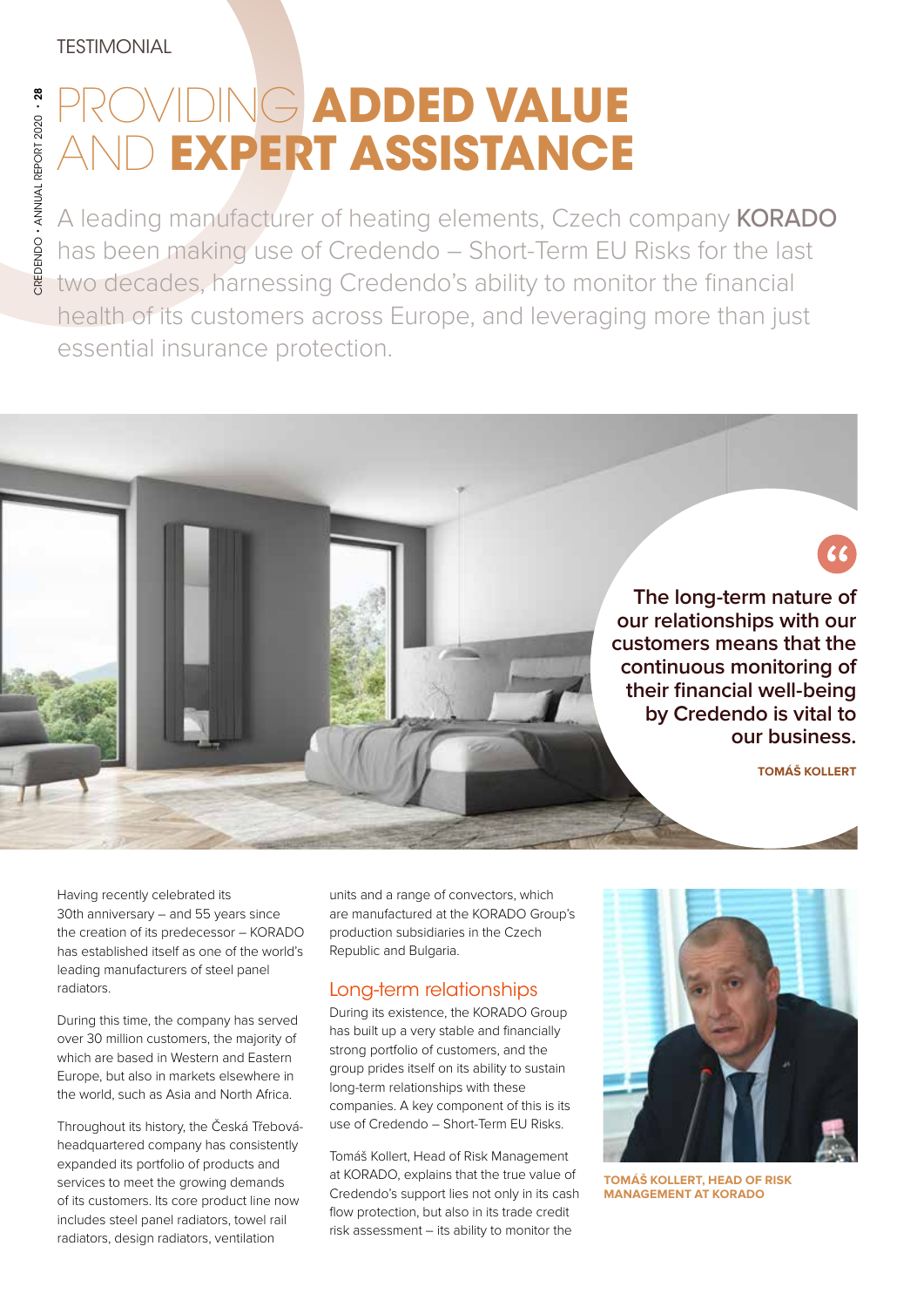TESTIMONIAL

# PROVIDING **ADDED VALUE** AND **EXPERT ASSISTANCE**

A leading manufacturer of heating elements, Czech company **KORADO** has been making use of Credendo – Short-Term EU Risks for the last two decades, harnessing Credendo's ability to monitor the financial health of its customers across Europe, and leveraging more than just essential insurance protection.

> **The long-term nature of our relationships with our customers means that the continuous monitoring of their financial well-being by Credendo is vital to our business.**
>
> **TOMÁŠ KOLLERT**

Having recently celebrated its 30th anniversary – and 55 years since the creation of its predecessor – KORADO has established itself as one of the world's leading manufacturers of steel panel radiators.

During this time, the company has served over 30 million customers, the majority of which are based in Western and Eastern Europe, but also in markets elsewhere in the world, such as Asia and North Africa.

Throughout its history, the Česká Třebová-headquartered company has consistently expanded its portfolio of products and services to meet the growing demands of its customers. Its core product line now includes steel panel radiators, towel rail radiators, design radiators, ventilation units and a range of convectors, which are manufactured at the KORADO Group's production subsidiaries in the Czech Republic and Bulgaria.

## Long-term relationships

During its existence, the KORADO Group has built up a very stable and financially strong portfolio of customers, and the group prides itself on its ability to sustain long-term relationships with these companies. A key component of this is its use of Credendo – Short-Term EU Risks.

Tomáš Kollert, Head of Risk Management at KORADO, explains that the true value of Credendo's support lies not only in its cash flow protection, but also in its trade credit risk assessment – its ability to monitor the

**TOMÁŠ KOLLERT, HEAD OF RISK MANAGEMENT AT KORADO**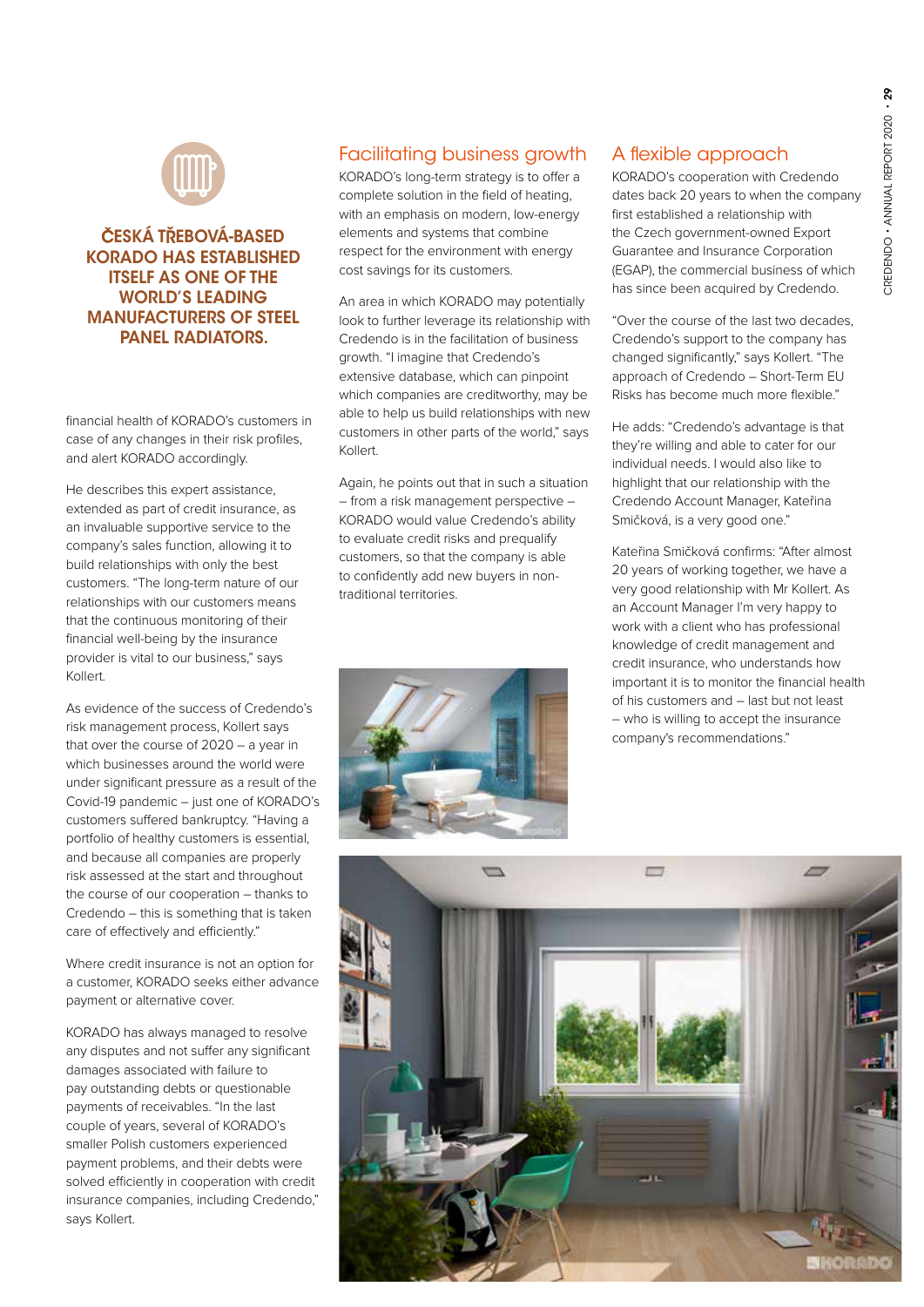**ČESKÁ TŘEBOVÁ-BASED KORADO HAS ESTABLISHED ITSELF AS ONE OF THE WORLD'S LEADING MANUFACTURERS OF STEEL PANEL RADIATORS.**

financial health of KORADO's customers in case of any changes in their risk profiles, and alert KORADO accordingly.

He describes this expert assistance, extended as part of credit insurance, as an invaluable supportive service to the company's sales function, allowing it to build relationships with only the best customers. "The long-term nature of our relationships with our customers means that the continuous monitoring of their financial well-being by the insurance provider is vital to our business," says Kollert.

As evidence of the success of Credendo's risk management process, Kollert says that over the course of 2020 – a year in which businesses around the world were under significant pressure as a result of the Covid-19 pandemic – just one of KORADO's customers suffered bankruptcy. "Having a portfolio of healthy customers is essential, and because all companies are properly risk assessed at the start and throughout the course of our cooperation – thanks to Credendo – this is something that is taken care of effectively and efficiently."

Where credit insurance is not an option for a customer, KORADO seeks either advance payment or alternative cover.

KORADO has always managed to resolve any disputes and not suffer any significant damages associated with failure to pay outstanding debts or questionable payments of receivables. "In the last couple of years, several of KORADO's smaller Polish customers experienced payment problems, and their debts were solved efficiently in cooperation with credit insurance companies, including Credendo," says Kollert.

## Facilitating business growth

KORADO's long-term strategy is to offer a complete solution in the field of heating, with an emphasis on modern, low-energy elements and systems that combine respect for the environment with energy cost savings for its customers.

An area in which KORADO may potentially look to further leverage its relationship with Credendo is in the facilitation of business growth. "I imagine that Credendo's extensive database, which can pinpoint which companies are creditworthy, may be able to help us build relationships with new customers in other parts of the world," says Kollert.

Again, he points out that in such a situation – from a risk management perspective – KORADO would value Credendo's ability to evaluate credit risks and prequalify customers, so that the company is able to confidently add new buyers in non-traditional territories.

## A flexible approach

KORADO's cooperation with Credendo dates back 20 years to when the company first established a relationship with the Czech government-owned Export Guarantee and Insurance Corporation (EGAP), the commercial business of which has since been acquired by Credendo.

"Over the course of the last two decades, Credendo's support to the company has changed significantly," says Kollert. "The approach of Credendo – Short-Term EU Risks has become much more flexible."

He adds: "Credendo's advantage is that they're willing and able to cater for our individual needs. I would also like to highlight that our relationship with the Credendo Account Manager, Kateřina Smičková, is a very good one."

Kateřina Smičková confirms: "After almost 20 years of working together, we have a very good relationship with Mr Kollert. As an Account Manager I'm very happy to work with a client who has professional knowledge of credit management and credit insurance, who understands how important it is to monitor the financial health of his customers and – last but not least – who is willing to accept the insurance company's recommendations."